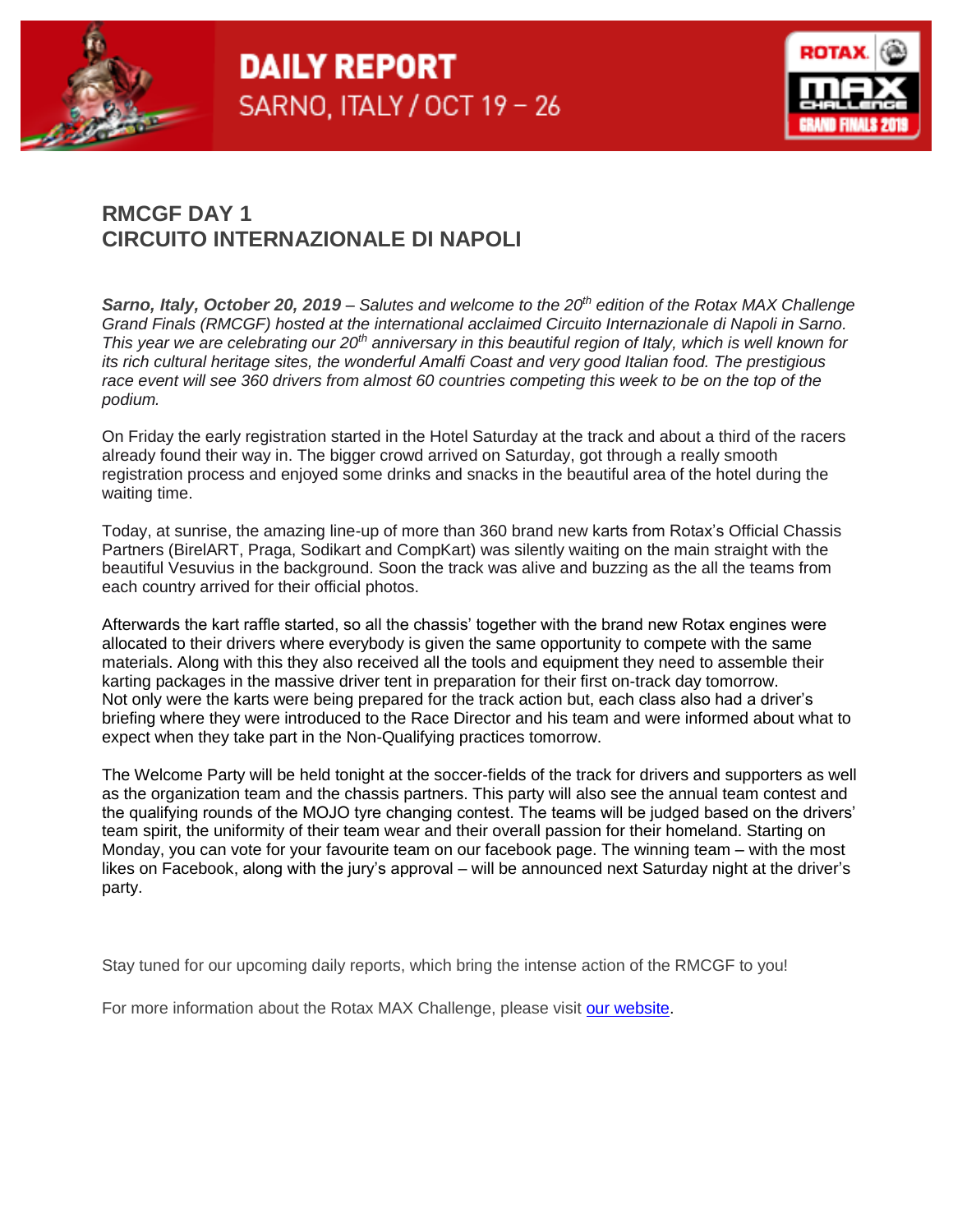# DAILY REPORT
SARNO, ITALY / OCT 19 – 26

## RMCGF DAY 1
## CIRCUITO INTERNAZIONALE DI NAPOLI

***Sarno, Italy, October 20, 2019** – Salutes and welcome to the 20th edition of the Rotax MAX Challenge Grand Finals (RMCGF) hosted at the international acclaimed Circuito Internazionale di Napoli in Sarno. This year we are celebrating our 20th anniversary in this beautiful region of Italy, which is well known for its rich cultural heritage sites, the wonderful Amalfi Coast and very good Italian food. The prestigious race event will see 360 drivers from almost 60 countries competing this week to be on the top of the podium.*

On Friday the early registration started in the Hotel Saturday at the track and about a third of the racers already found their way in. The bigger crowd arrived on Saturday, got through a really smooth registration process and enjoyed some drinks and snacks in the beautiful area of the hotel during the waiting time.

Today, at sunrise, the amazing line-up of more than 360 brand new karts from Rotax's Official Chassis Partners (BirelART, Praga, Sodikart and CompKart) was silently waiting on the main straight with the beautiful Vesuvius in the background. Soon the track was alive and buzzing as the all the teams from each country arrived for their official photos.

Afterwards the kart raffle started, so all the chassis' together with the brand new Rotax engines were allocated to their drivers where everybody is given the same opportunity to compete with the same materials. Along with this they also received all the tools and equipment they need to assemble their karting packages in the massive driver tent in preparation for their first on-track day tomorrow.
Not only were the karts were being prepared for the track action but, each class also had a driver's briefing where they were introduced to the Race Director and his team and were informed about what to expect when they take part in the Non-Qualifying practices tomorrow.

The Welcome Party will be held tonight at the soccer-fields of the track for drivers and supporters as well as the organization team and the chassis partners. This party will also see the annual team contest and the qualifying rounds of the MOJO tyre changing contest. The teams will be judged based on the drivers' team spirit, the uniformity of their team wear and their overall passion for their homeland. Starting on Monday, you can vote for your favourite team on our facebook page. The winning team – with the most likes on Facebook, along with the jury's approval – will be announced next Saturday night at the driver's party.

Stay tuned for our upcoming daily reports, which bring the intense action of the RMCGF to you!

For more information about the Rotax MAX Challenge, please visit our website.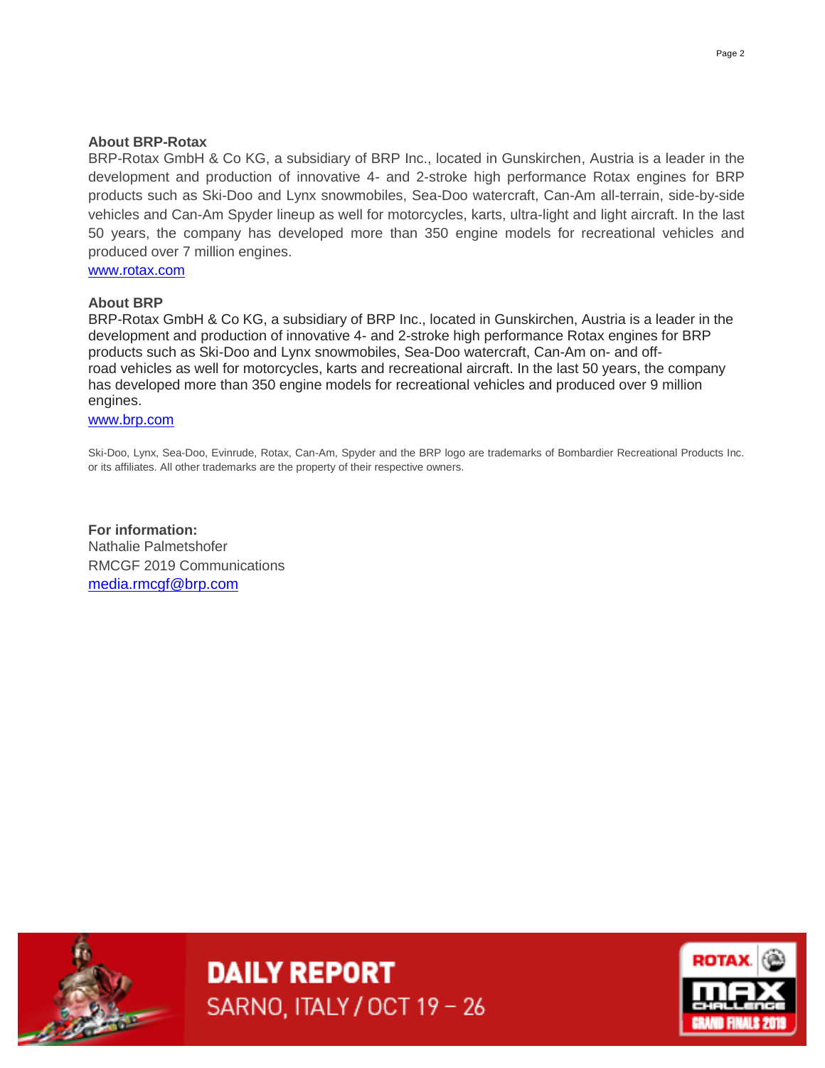**About BRP-Rotax**

BRP-Rotax GmbH & Co KG, a subsidiary of BRP Inc., located in Gunskirchen, Austria is a leader in the development and production of innovative 4- and 2-stroke high performance Rotax engines for BRP products such as Ski-Doo and Lynx snowmobiles, Sea-Doo watercraft, Can-Am all-terrain, side-by-side vehicles and Can-Am Spyder lineup as well for motorcycles, karts, ultra-light and light aircraft. In the last 50 years, the company has developed more than 350 engine models for recreational vehicles and produced over 7 million engines.

www.rotax.com

**About BRP**

BRP-Rotax GmbH & Co KG, a subsidiary of BRP Inc., located in Gunskirchen, Austria is a leader in the development and production of innovative 4- and 2-stroke high performance Rotax engines for BRP products such as Ski-Doo and Lynx snowmobiles, Sea-Doo watercraft, Can-Am on- and off-road vehicles as well for motorcycles, karts and recreational aircraft. In the last 50 years, the company has developed more than 350 engine models for recreational vehicles and produced over 9 million engines.

www.brp.com

Ski-Doo, Lynx, Sea-Doo, Evinrude, Rotax, Can-Am, Spyder and the BRP logo are trademarks of Bombardier Recreational Products Inc. or its affiliates. All other trademarks are the property of their respective owners.

**For information:**
Nathalie Palmetshofer
RMCGF 2019 Communications
media.rmcgf@brp.com

DAILY REPORT
SARNO, ITALY / OCT 19 – 26